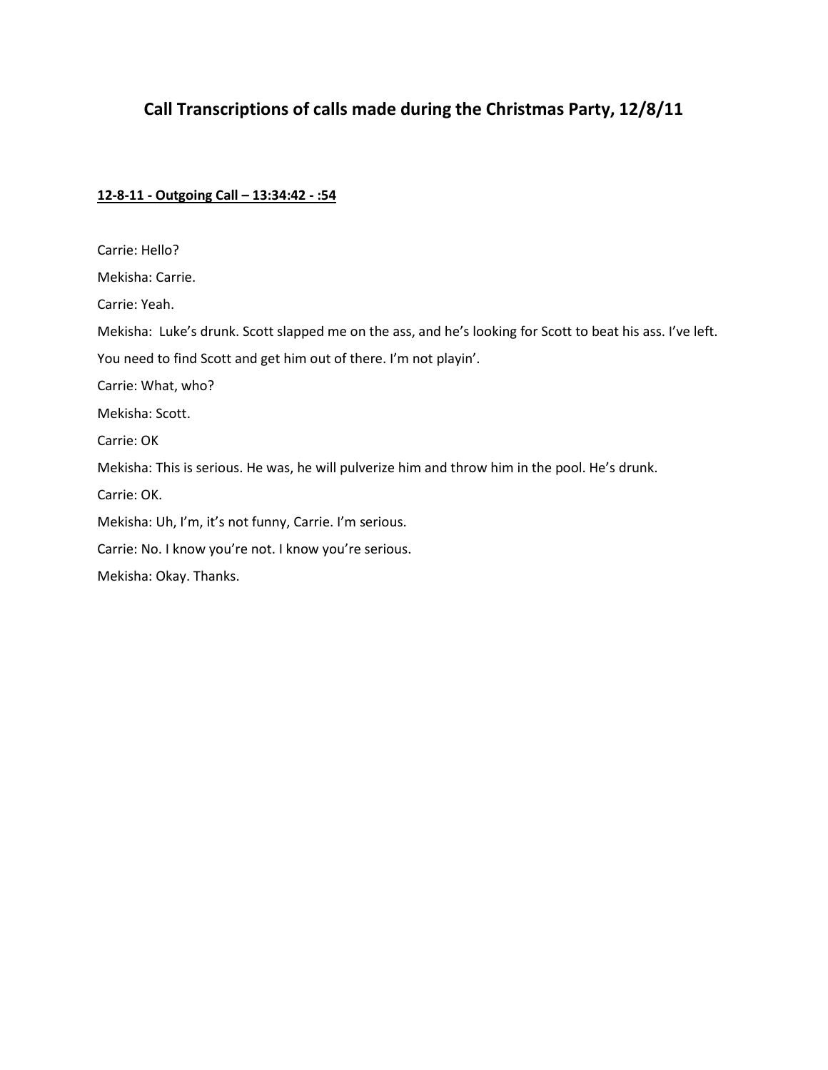# Call Transcriptions of calls made during the Christmas Party, 12/8/11

**12-8-11 - Outgoing Call – 13:34:42 - :54**

Carrie: Hello?

Mekisha: Carrie.

Carrie: Yeah.

Mekisha: Luke's drunk. Scott slapped me on the ass, and he's looking for Scott to beat his ass. I've left. You need to find Scott and get him out of there. I'm not playin'.

Carrie: What, who?

Mekisha: Scott.

Carrie: OK

Mekisha: This is serious. He was, he will pulverize him and throw him in the pool. He's drunk.

Carrie: OK.

Mekisha: Uh, I'm, it's not funny, Carrie. I'm serious.

Carrie: No. I know you're not. I know you're serious.

Mekisha: Okay. Thanks.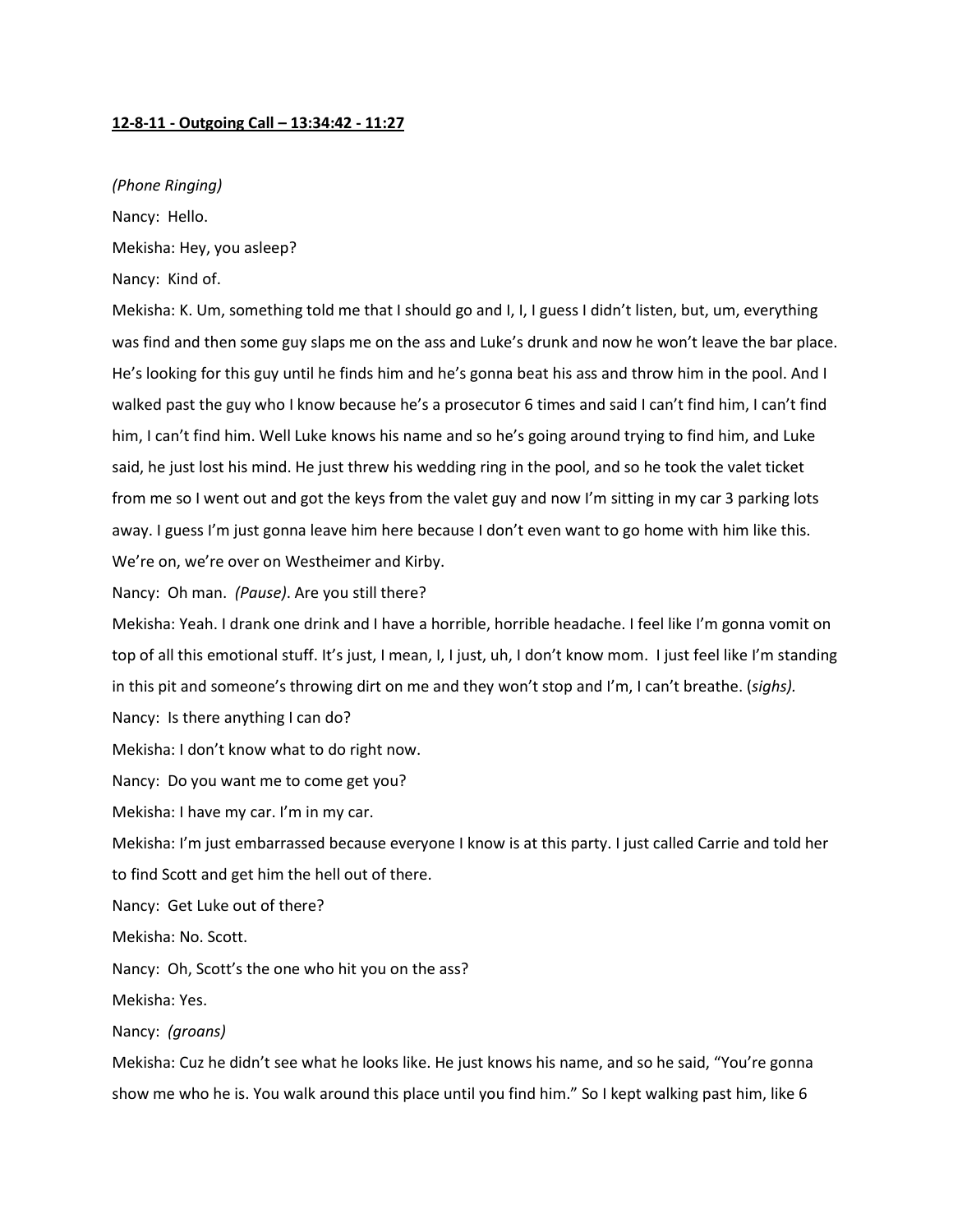**12-8-11 - Outgoing Call – 13:34:42 - 11:27**

*(Phone Ringing)*

Nancy: Hello.

Mekisha: Hey, you asleep?

Nancy: Kind of.

Mekisha: K. Um, something told me that I should go and I, I, I guess I didn't listen, but, um, everything was find and then some guy slaps me on the ass and Luke's drunk and now he won't leave the bar place. He's looking for this guy until he finds him and he's gonna beat his ass and throw him in the pool. And I walked past the guy who I know because he's a prosecutor 6 times and said I can't find him, I can't find him, I can't find him. Well Luke knows his name and so he's going around trying to find him, and Luke said, he just lost his mind. He just threw his wedding ring in the pool, and so he took the valet ticket from me so I went out and got the keys from the valet guy and now I'm sitting in my car 3 parking lots away. I guess I'm just gonna leave him here because I don't even want to go home with him like this. We're on, we're over on Westheimer and Kirby.

Nancy: Oh man. *(Pause)*. Are you still there?

Mekisha: Yeah. I drank one drink and I have a horrible, horrible headache. I feel like I'm gonna vomit on top of all this emotional stuff. It's just, I mean, I, I just, uh, I don't know mom. I just feel like I'm standing in this pit and someone's throwing dirt on me and they won't stop and I'm, I can't breathe. (*sighs).*

Nancy: Is there anything I can do?

Mekisha: I don't know what to do right now.

Nancy: Do you want me to come get you?

Mekisha: I have my car. I'm in my car.

Mekisha: I'm just embarrassed because everyone I know is at this party. I just called Carrie and told her to find Scott and get him the hell out of there.

Nancy: Get Luke out of there?

Mekisha: No. Scott.

Nancy: Oh, Scott's the one who hit you on the ass?

Mekisha: Yes.

Nancy: *(groans)*

Mekisha: Cuz he didn't see what he looks like. He just knows his name, and so he said, "You're gonna show me who he is. You walk around this place until you find him." So I kept walking past him, like 6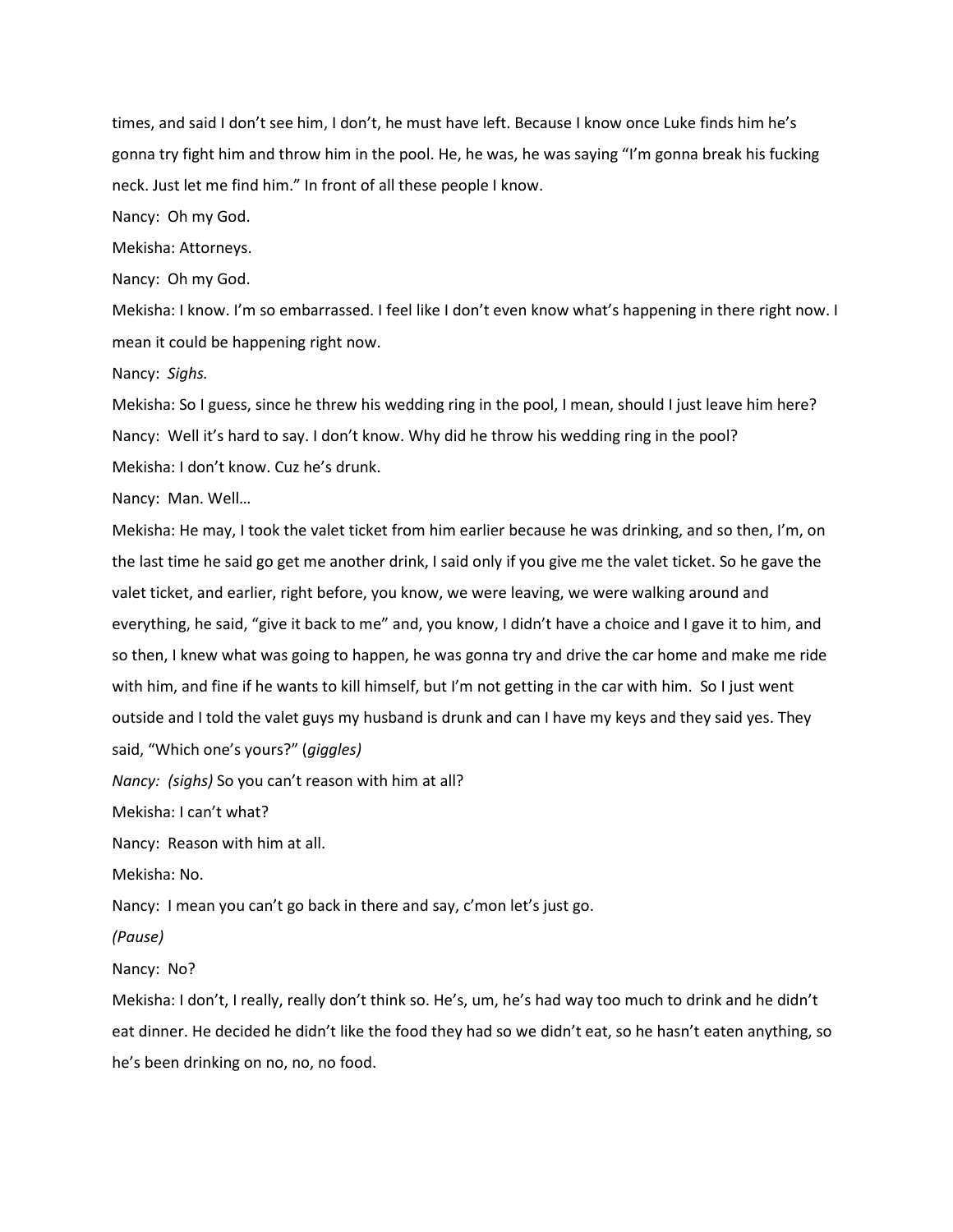times, and said I don't see him, I don't, he must have left. Because I know once Luke finds him he's gonna try fight him and throw him in the pool. He, he was, he was saying "I'm gonna break his fucking neck. Just let me find him." In front of all these people I know.

Nancy: Oh my God.

Mekisha: Attorneys.

Nancy: Oh my God.

Mekisha: I know. I'm so embarrassed. I feel like I don't even know what's happening in there right now. I mean it could be happening right now.

Nancy: *Sighs.*

Mekisha: So I guess, since he threw his wedding ring in the pool, I mean, should I just leave him here?

Nancy: Well it's hard to say. I don't know. Why did he throw his wedding ring in the pool?

Mekisha: I don't know. Cuz he's drunk.

Nancy: Man. Well…

Mekisha: He may, I took the valet ticket from him earlier because he was drinking, and so then, I'm, on the last time he said go get me another drink, I said only if you give me the valet ticket. So he gave the valet ticket, and earlier, right before, you know, we were leaving, we were walking around and everything, he said, "give it back to me" and, you know, I didn't have a choice and I gave it to him, and so then, I knew what was going to happen, he was gonna try and drive the car home and make me ride with him, and fine if he wants to kill himself, but I'm not getting in the car with him. So I just went outside and I told the valet guys my husband is drunk and can I have my keys and they said yes. They said, "Which one's yours?" (*giggles*)

*Nancy: (sighs)* So you can't reason with him at all?

Mekisha: I can't what?

Nancy: Reason with him at all.

Mekisha: No.

Nancy: I mean you can't go back in there and say, c'mon let's just go.

*(Pause)*

Nancy: No?

Mekisha: I don't, I really, really don't think so. He's, um, he's had way too much to drink and he didn't eat dinner. He decided he didn't like the food they had so we didn't eat, so he hasn't eaten anything, so he's been drinking on no, no, no food.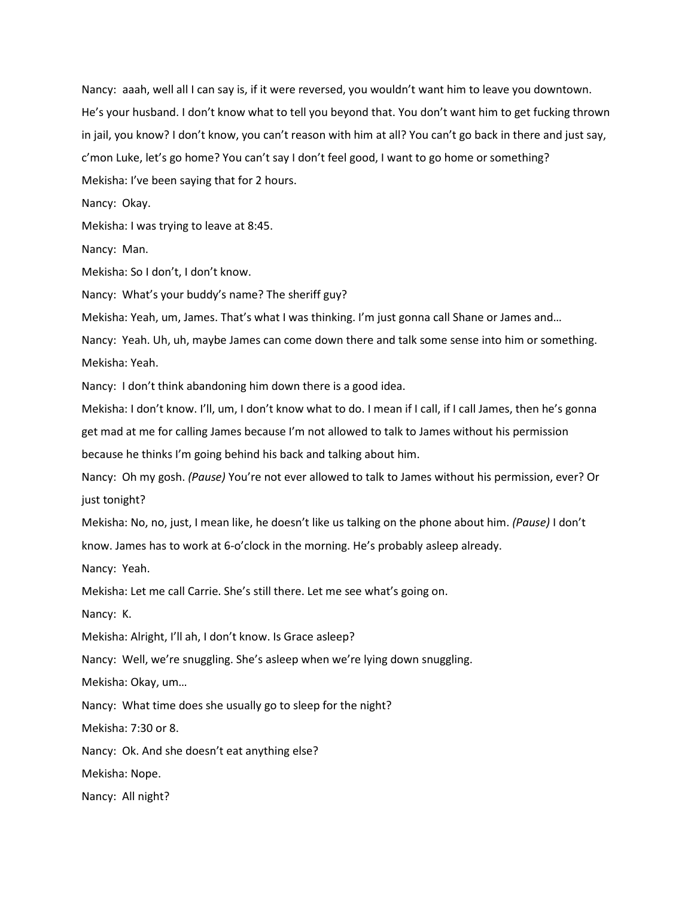Nancy: aaah, well all I can say is, if it were reversed, you wouldn't want him to leave you downtown. He's your husband. I don't know what to tell you beyond that. You don't want him to get fucking thrown in jail, you know? I don't know, you can't reason with him at all? You can't go back in there and just say, c'mon Luke, let's go home? You can't say I don't feel good, I want to go home or something?

Mekisha: I've been saying that for 2 hours.

Nancy: Okay.

Mekisha: I was trying to leave at 8:45.

Nancy: Man.

Mekisha: So I don't, I don't know.

Nancy: What's your buddy's name? The sheriff guy?

Mekisha: Yeah, um, James. That's what I was thinking. I'm just gonna call Shane or James and…

Nancy: Yeah. Uh, uh, maybe James can come down there and talk some sense into him or something.

Mekisha: Yeah.

Nancy: I don't think abandoning him down there is a good idea.

Mekisha: I don't know. I'll, um, I don't know what to do. I mean if I call, if I call James, then he's gonna get mad at me for calling James because I'm not allowed to talk to James without his permission because he thinks I'm going behind his back and talking about him.

Nancy: Oh my gosh. *(Pause)* You're not ever allowed to talk to James without his permission, ever? Or just tonight?

Mekisha: No, no, just, I mean like, he doesn't like us talking on the phone about him. *(Pause)* I don't know. James has to work at 6-o'clock in the morning. He's probably asleep already.

Nancy: Yeah.

Mekisha: Let me call Carrie. She's still there. Let me see what's going on.

Nancy: K.

Mekisha: Alright, I'll ah, I don't know. Is Grace asleep?

Nancy: Well, we're snuggling. She's asleep when we're lying down snuggling.

Mekisha: Okay, um…

Nancy: What time does she usually go to sleep for the night?

Mekisha: 7:30 or 8.

Nancy: Ok. And she doesn't eat anything else?

Mekisha: Nope.

Nancy: All night?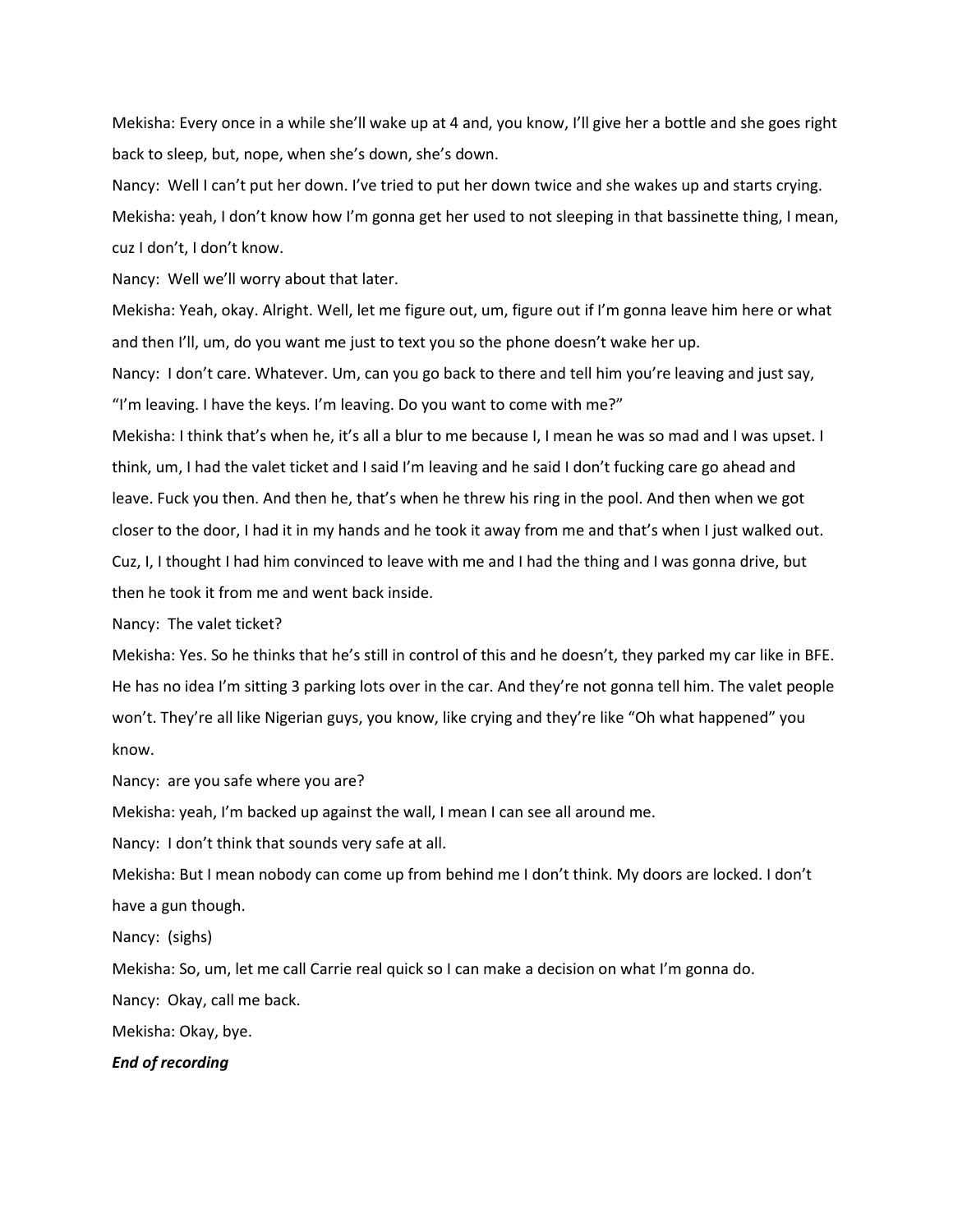Mekisha: Every once in a while she'll wake up at 4 and, you know, I'll give her a bottle and she goes right back to sleep, but, nope, when she's down, she's down.

Nancy: Well I can't put her down. I've tried to put her down twice and she wakes up and starts crying.

Mekisha: yeah, I don't know how I'm gonna get her used to not sleeping in that bassinette thing, I mean, cuz I don't, I don't know.

Nancy: Well we'll worry about that later.

Mekisha: Yeah, okay. Alright. Well, let me figure out, um, figure out if I'm gonna leave him here or what and then I'll, um, do you want me just to text you so the phone doesn't wake her up.

Nancy: I don't care. Whatever. Um, can you go back to there and tell him you're leaving and just say, "I'm leaving. I have the keys. I'm leaving. Do you want to come with me?"

Mekisha: I think that's when he, it's all a blur to me because I, I mean he was so mad and I was upset. I think, um, I had the valet ticket and I said I'm leaving and he said I don't fucking care go ahead and leave. Fuck you then. And then he, that's when he threw his ring in the pool. And then when we got closer to the door, I had it in my hands and he took it away from me and that's when I just walked out. Cuz, I, I thought I had him convinced to leave with me and I had the thing and I was gonna drive, but then he took it from me and went back inside.

Nancy: The valet ticket?

Mekisha: Yes. So he thinks that he's still in control of this and he doesn't, they parked my car like in BFE. He has no idea I'm sitting 3 parking lots over in the car. And they're not gonna tell him. The valet people won't. They're all like Nigerian guys, you know, like crying and they're like "Oh what happened" you know.

Nancy: are you safe where you are?

Mekisha: yeah, I'm backed up against the wall, I mean I can see all around me.

Nancy: I don't think that sounds very safe at all.

Mekisha: But I mean nobody can come up from behind me I don't think. My doors are locked. I don't have a gun though.

Nancy: (sighs)

Mekisha: So, um, let me call Carrie real quick so I can make a decision on what I'm gonna do.

Nancy: Okay, call me back.

Mekisha: Okay, bye.

***End of recording***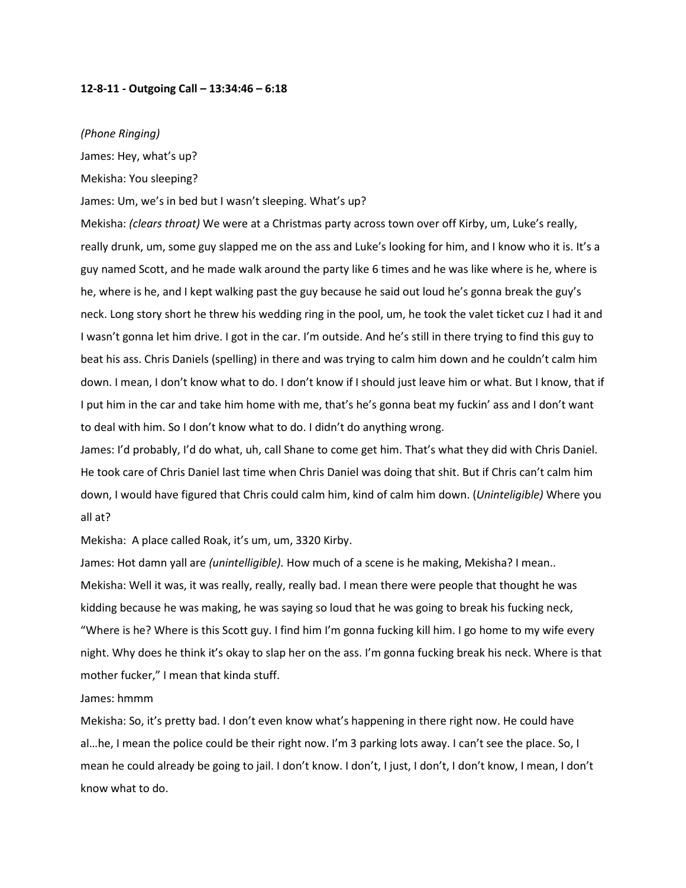**12-8-11 - Outgoing Call – 13:34:46 – 6:18**

*(Phone Ringing)*

James: Hey, what's up?

Mekisha: You sleeping?

James: Um, we're in bed but I wasn't sleeping. What's up?

Mekisha: *(clears throat)* We were at a Christmas party across town over off Kirby, um, Luke's really, really drunk, um, some guy slapped me on the ass and Luke's looking for him, and I know who it is. It's a guy named Scott, and he made walk around the party like 6 times and he was like where is he, where is he, where is he, and I kept walking past the guy because he said out loud he's gonna break the guy's neck. Long story short he threw his wedding ring in the pool, um, he took the valet ticket cuz I had it and I wasn't gonna let him drive. I got in the car. I'm outside. And he's still in there trying to find this guy to beat his ass. Chris Daniels (spelling) in there and was trying to calm him down and he couldn't calm him down. I mean, I don't know what to do. I don't know if I should just leave him or what. But I know, that if I put him in the car and take him home with me, that's he's gonna beat my fuckin' ass and I don't want to deal with him. So I don't know what to do. I didn't do anything wrong.

James: I'd probably, I'd do what, uh, call Shane to come get him. That's what they did with Chris Daniel. He took care of Chris Daniel last time when Chris Daniel was doing that shit. But if Chris can't calm him down, I would have figured that Chris could calm him, kind of calm him down. (*Uninteligible)* Where you all at?

Mekisha: A place called Roak, it's um, um, 3320 Kirby.

James: Hot damn yall are *(unintelligible).* How much of a scene is he making, Mekisha? I mean..

Mekisha: Well it was, it was really, really, really bad. I mean there were people that thought he was kidding because he was making, he was saying so loud that he was going to break his fucking neck, "Where is he? Where is this Scott guy. I find him I'm gonna fucking kill him. I go home to my wife every night. Why does he think it's okay to slap her on the ass. I'm gonna fucking break his neck. Where is that mother fucker," I mean that kinda stuff.

James: hmmm

Mekisha: So, it's pretty bad. I don't even know what's happening in there right now. He could have al…he, I mean the police could be their right now. I'm 3 parking lots away. I can't see the place. So, I mean he could already be going to jail. I don't know. I don't, I just, I don't, I don't know, I mean, I don't know what to do.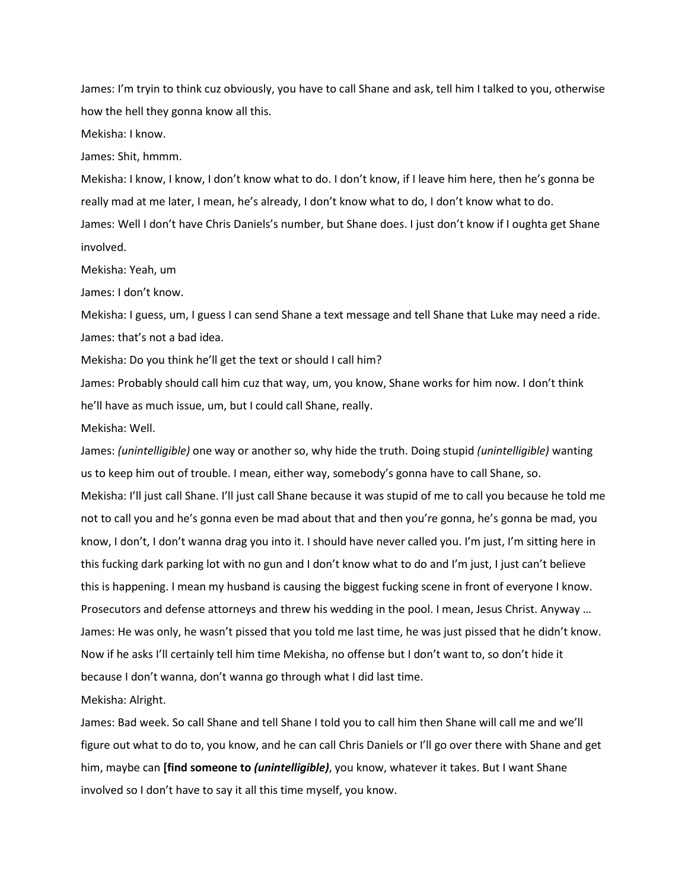James: I'm tryin to think cuz obviously, you have to call Shane and ask, tell him I talked to you, otherwise how the hell they gonna know all this.

Mekisha: I know.

James: Shit, hmmm.

Mekisha: I know, I know, I don't know what to do. I don't know, if I leave him here, then he's gonna be really mad at me later, I mean, he's already, I don't know what to do, I don't know what to do.

James: Well I don't have Chris Daniels's number, but Shane does. I just don't know if I oughta get Shane involved.

Mekisha: Yeah, um

James: I don't know.

Mekisha: I guess, um, I guess I can send Shane a text message and tell Shane that Luke may need a ride.

James: that's not a bad idea.

Mekisha: Do you think he'll get the text or should I call him?

James: Probably should call him cuz that way, um, you know, Shane works for him now. I don't think he'll have as much issue, um, but I could call Shane, really.

Mekisha: Well.

James: *(unintelligible)* one way or another so, why hide the truth. Doing stupid *(unintelligible)* wanting us to keep him out of trouble. I mean, either way, somebody's gonna have to call Shane, so.

Mekisha: I'll just call Shane. I'll just call Shane because it was stupid of me to call you because he told me not to call you and he's gonna even be mad about that and then you're gonna, he's gonna be mad, you know, I don't, I don't wanna drag you into it. I should have never called you. I'm just, I'm sitting here in this fucking dark parking lot with no gun and I don't know what to do and I'm just, I just can't believe this is happening. I mean my husband is causing the biggest fucking scene in front of everyone I know. Prosecutors and defense attorneys and threw his wedding in the pool. I mean, Jesus Christ. Anyway …

James: He was only, he wasn't pissed that you told me last time, he was just pissed that he didn't know. Now if he asks I'll certainly tell him time Mekisha, no offense but I don't want to, so don't hide it because I don't wanna, don't wanna go through what I did last time.

Mekisha: Alright.

James: Bad week. So call Shane and tell Shane I told you to call him then Shane will call me and we'll figure out what to do to, you know, and he can call Chris Daniels or I'll go over there with Shane and get him, maybe can **[find someone to *(unintelligible)*]**, you know, whatever it takes. But I want Shane involved so I don't have to say it all this time myself, you know.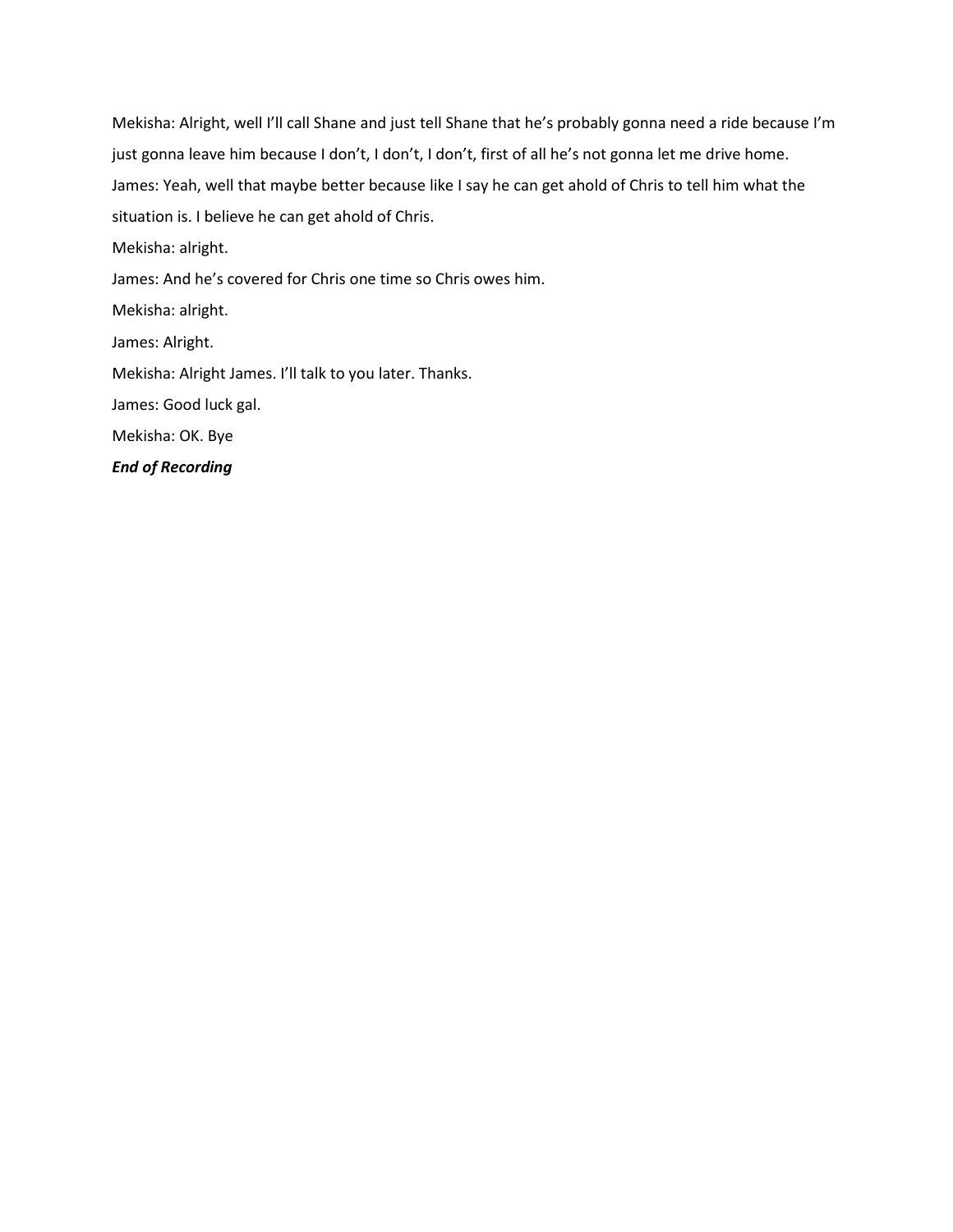Mekisha: Alright, well I'll call Shane and just tell Shane that he's probably gonna need a ride because I'm just gonna leave him because I don't, I don't, I don't, first of all he's not gonna let me drive home.

James: Yeah, well that maybe better because like I say he can get ahold of Chris to tell him what the situation is. I believe he can get ahold of Chris.

Mekisha: alright.

James: And he's covered for Chris one time so Chris owes him.

Mekisha: alright.

James: Alright.

Mekisha: Alright James. I'll talk to you later. Thanks.

James: Good luck gal.

Mekisha: OK. Bye

***End of Recording***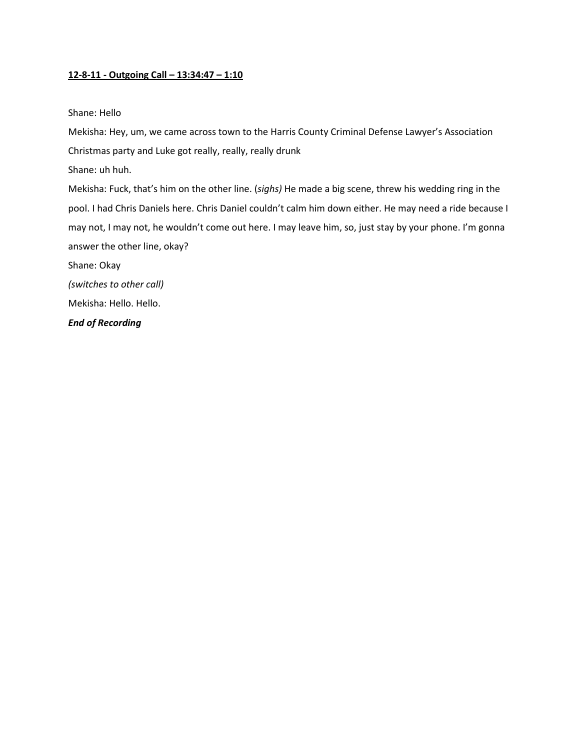**<u>12-8-11 - Outgoing Call – 13:34:47 – 1:10</u>**

Shane: Hello

Mekisha: Hey, um, we came across town to the Harris County Criminal Defense Lawyer's Association Christmas party and Luke got really, really, really drunk

Shane: uh huh.

Mekisha: Fuck, that's him on the other line. (*sighs)* He made a big scene, threw his wedding ring in the pool. I had Chris Daniels here. Chris Daniel couldn't calm him down either. He may need a ride because I may not, I may not, he wouldn't come out here. I may leave him, so, just stay by your phone. I'm gonna answer the other line, okay?

Shane: Okay

*(switches to other call)*

Mekisha: Hello. Hello.

***End of Recording***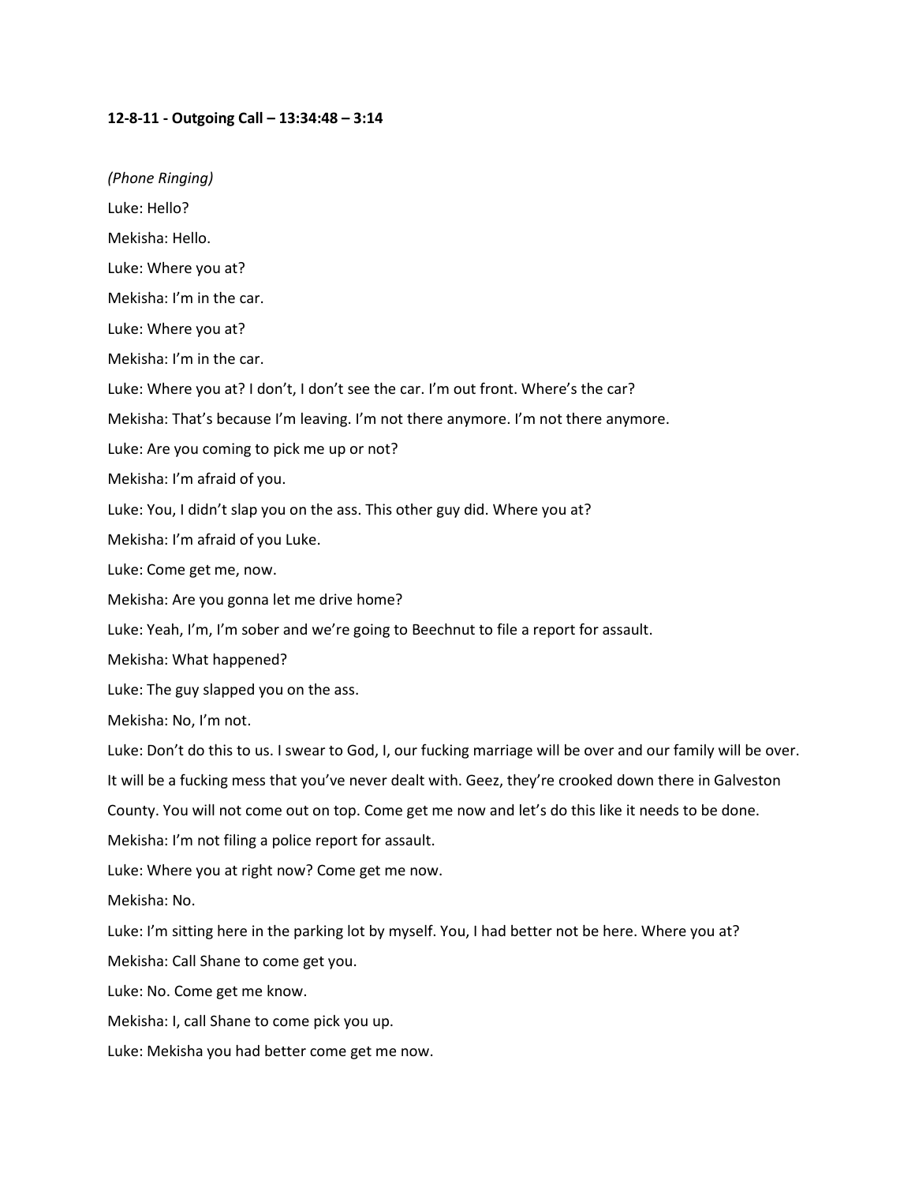**12-8-11 - Outgoing Call – 13:34:48 – 3:14**

*(Phone Ringing)*

Luke: Hello?

Mekisha: Hello.

Luke: Where you at?

Mekisha: I'm in the car.

Luke: Where you at?

Mekisha: I'm in the car.

Luke: Where you at? I don't, I don't see the car. I'm out front. Where's the car?

Mekisha: That's because I'm leaving. I'm not there anymore. I'm not there anymore.

Luke: Are you coming to pick me up or not?

Mekisha: I'm afraid of you.

Luke: You, I didn't slap you on the ass. This other guy did. Where you at?

Mekisha: I'm afraid of you Luke.

Luke: Come get me, now.

Mekisha: Are you gonna let me drive home?

Luke: Yeah, I'm, I'm sober and we're going to Beechnut to file a report for assault.

Mekisha: What happened?

Luke: The guy slapped you on the ass.

Mekisha: No, I'm not.

Luke: Don't do this to us. I swear to God, I, our fucking marriage will be over and our family will be over. It will be a fucking mess that you've never dealt with. Geez, they're crooked down there in Galveston County. You will not come out on top. Come get me now and let's do this like it needs to be done.

Mekisha: I'm not filing a police report for assault.

Luke: Where you at right now? Come get me now.

Mekisha: No.

Luke: I'm sitting here in the parking lot by myself. You, I had better not be here. Where you at?

Mekisha: Call Shane to come get you.

Luke: No. Come get me know.

Mekisha: I, call Shane to come pick you up.

Luke: Mekisha you had better come get me now.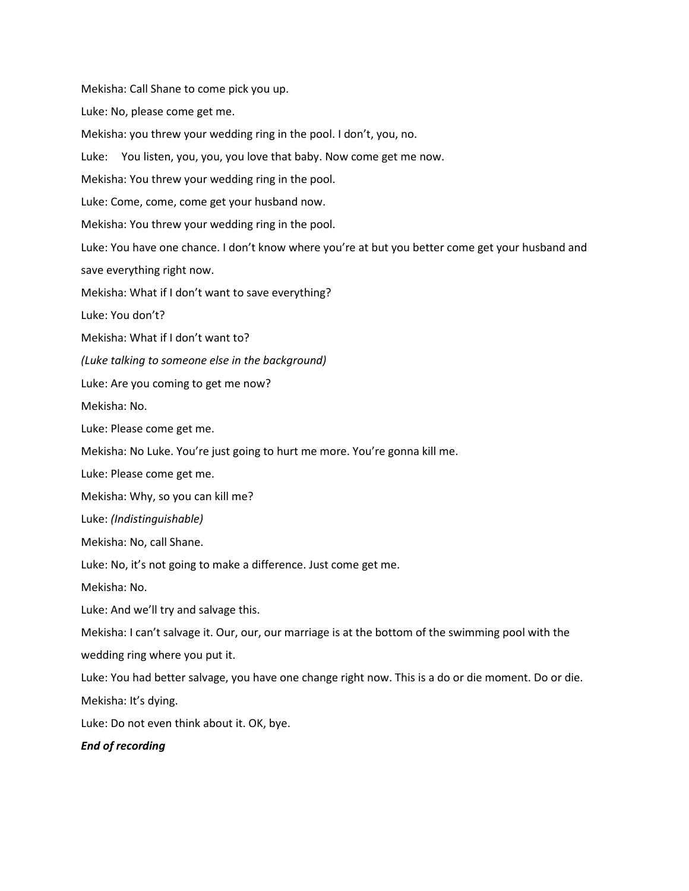Mekisha: Call Shane to come pick you up.

Luke: No, please come get me.

Mekisha: you threw your wedding ring in the pool. I don't, you, no.

Luke: You listen, you, you, you love that baby. Now come get me now.

Mekisha: You threw your wedding ring in the pool.

Luke: Come, come, come get your husband now.

Mekisha: You threw your wedding ring in the pool.

Luke: You have one chance. I don't know where you're at but you better come get your husband and save everything right now.

Mekisha: What if I don't want to save everything?

Luke: You don't?

Mekisha: What if I don't want to?

*(Luke talking to someone else in the background)*

Luke: Are you coming to get me now?

Mekisha: No.

Luke: Please come get me.

Mekisha: No Luke. You're just going to hurt me more. You're gonna kill me.

Luke: Please come get me.

Mekisha: Why, so you can kill me?

Luke: *(Indistinguishable)*

Mekisha: No, call Shane.

Luke: No, it's not going to make a difference. Just come get me.

Mekisha: No.

Luke: And we'll try and salvage this.

Mekisha: I can't salvage it. Our, our, our marriage is at the bottom of the swimming pool with the wedding ring where you put it.

Luke: You had better salvage, you have one change right now. This is a do or die moment. Do or die.

Mekisha: It's dying.

Luke: Do not even think about it. OK, bye.

***End of recording***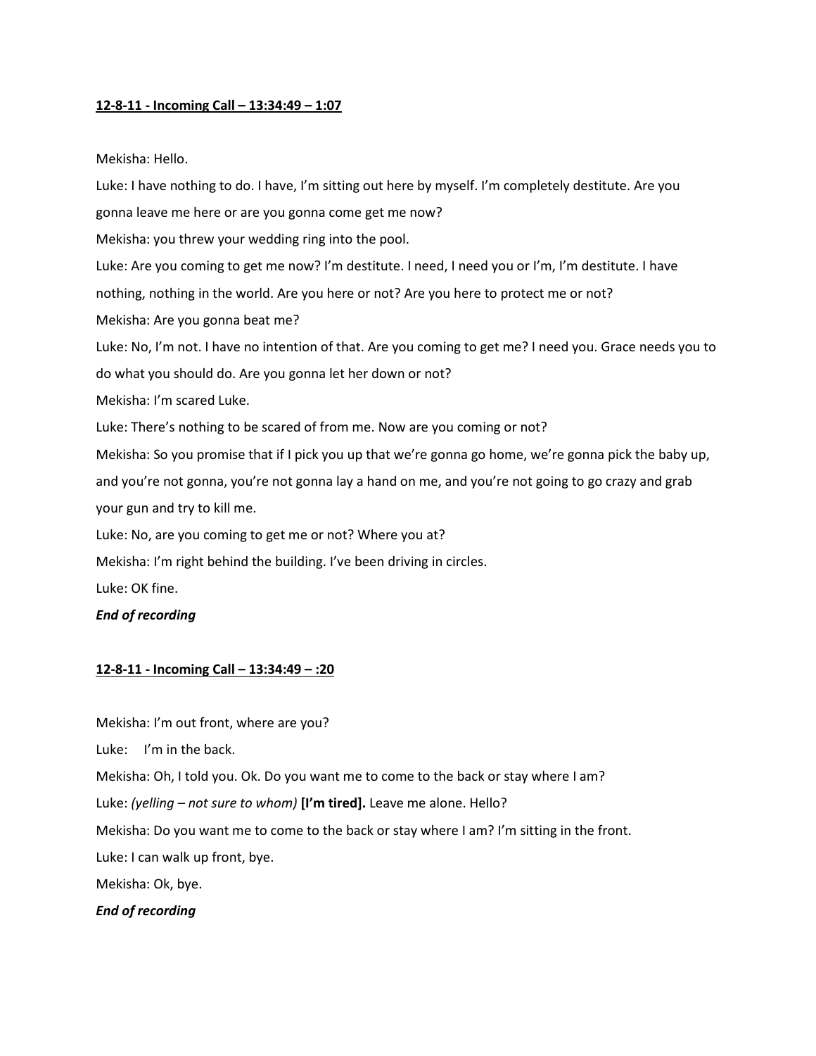**<u>12-8-11 - Incoming Call – 13:34:49 – 1:07</u>**

Mekisha: Hello.

Luke: I have nothing to do. I have, I'm sitting out here by myself. I'm completely destitute. Are you gonna leave me here or are you gonna come get me now?

Mekisha: you threw your wedding ring into the pool.

Luke: Are you coming to get me now? I'm destitute. I need, I need you or I'm, I'm destitute. I have nothing, nothing in the world. Are you here or not? Are you here to protect me or not?

Mekisha: Are you gonna beat me?

Luke: No, I'm not. I have no intention of that. Are you coming to get me? I need you. Grace needs you to do what you should do. Are you gonna let her down or not?

Mekisha: I'm scared Luke.

Luke: There's nothing to be scared of from me. Now are you coming or not?

Mekisha: So you promise that if I pick you up that we're gonna go home, we're gonna pick the baby up, and you're not gonna, you're not gonna lay a hand on me, and you're not going to go crazy and grab your gun and try to kill me.

Luke: No, are you coming to get me or not? Where you at?

Mekisha: I'm right behind the building. I've been driving in circles.

Luke: OK fine.

***End of recording***

**<u>12-8-11 - Incoming Call – 13:34:49 – :20</u>**

Mekisha: I'm out front, where are you?

Luke: I'm in the back.

Mekisha: Oh, I told you. Ok. Do you want me to come to the back or stay where I am?

Luke: *(yelling – not sure to whom)* **[I'm tired].** Leave me alone. Hello?

Mekisha: Do you want me to come to the back or stay where I am? I'm sitting in the front.

Luke: I can walk up front, bye.

Mekisha: Ok, bye.

***End of recording***